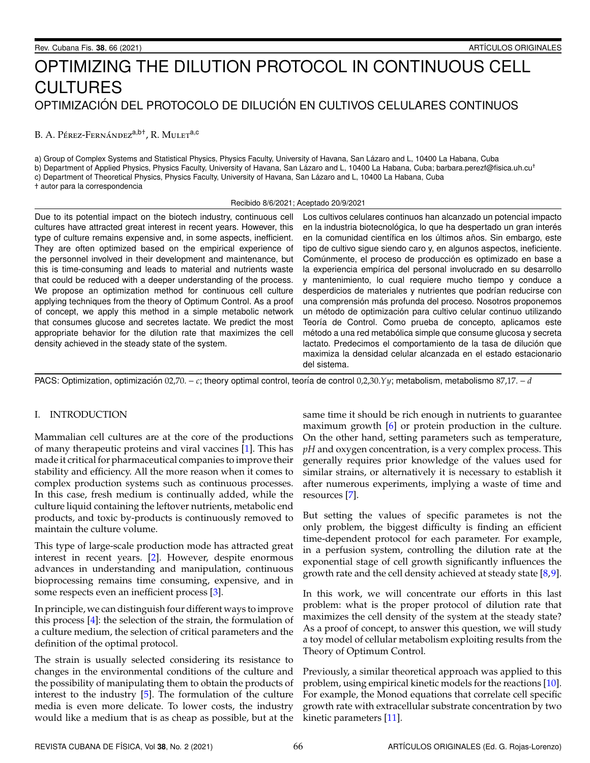# OPTIMIZING THE DILUTION PROTOCOL IN CONTINUOUS CELL CULTURES

## OPTIMIZACIÓN DEL PROTOCOLO DE DILUCIÓN EN CULTIVOS CELULARES CONTINUOS

B. A. Pérez-Fernández[a,b†], R. Mulet[a,c]

a) Group of Complex Systems and Statistical Physics, Physics Faculty, University of Havana, San Lázaro and L, 10400 La Habana, Cuba
b) Department of Applied Physics, Physics Faculty, University of Havana, San Lázaro and L, 10400 La Habana, Cuba; barbara.perezf@fisica.uh.cu[†]
c) Department of Theoretical Physics, Physics Faculty, University of Havana, San Lázaro and L, 10400 La Habana, Cuba
† autor para la correspondencia

Recibido 8/6/2021; Aceptado 20/9/2021

Due to its potential impact on the biotech industry, continuous cell cultures have attracted great interest in recent years. However, this type of culture remains expensive and, in some aspects, inefficient. They are often optimized based on the empirical experience of the personnel involved in their development and maintenance, but this is time-consuming and leads to material and nutrients waste that could be reduced with a deeper understanding of the process. We propose an optimization method for continuous cell culture applying techniques from the theory of Optimum Control. As a proof of concept, we apply this method in a simple metabolic network that consumes glucose and secretes lactate. We predict the most appropriate behavior for the dilution rate that maximizes the cell density achieved in the steady state of the system.

Los cultivos celulares continuos han alcanzado un potencial impacto en la industria biotecnológica, lo que ha despertado un gran interés en la comunidad científica en los últimos años. Sin embargo, este tipo de cultivo sigue siendo caro y, en algunos aspectos, ineficiente. Comúnmente, el proceso de producción es optimizado en base a la experiencia empírica del personal involucrado en su desarrollo y mantenimiento, lo cual requiere mucho tiempo y conduce a desperdicios de materiales y nutrientes que podrían reducirse con una comprensión más profunda del proceso. Nosotros proponemos un método de optimización para cultivo celular continuo utilizando Teoría de Control. Como prueba de concepto, aplicamos este método a una red metabólica simple que consume glucosa y secreta lactato. Predecimos el comportamiento de la tasa de dilución que maximiza la densidad celular alcanzada en el estado estacionario del sistema.

PACS: Optimization, optimización $02,70.-c$; theory optimal control, teoría de control $0,2,30.Yy$; metabolism, metabolismo $87,17.-d$

## I. INTRODUCTION

Mammalian cell cultures are at the core of the productions of many therapeutic proteins and viral vaccines [1]. This has made it critical for pharmaceutical companies to improve their stability and efficiency. All the more reason when it comes to complex production systems such as continuous processes. In this case, fresh medium is continually added, while the culture liquid containing the leftover nutrients, metabolic end products, and toxic by-products is continuously removed to maintain the culture volume.

This type of large-scale production mode has attracted great interest in recent years. [2]. However, despite enormous advances in understanding and manipulation, continuous bioprocessing remains time consuming, expensive, and in some respects even an inefficient process [3].

In principle, we can distinguish four different ways to improve this process [4]: the selection of the strain, the formulation of a culture medium, the selection of critical parameters and the definition of the optimal protocol.

The strain is usually selected considering its resistance to changes in the environmental conditions of the culture and the possibility of manipulating them to obtain the products of interest to the industry [5]. The formulation of the culture media is even more delicate. To lower costs, the industry would like a medium that is as cheap as possible, but at the same time it should be rich enough in nutrients to guarantee maximum growth [6] or protein production in the culture. On the other hand, setting parameters such as temperature, *pH* and oxygen concentration, is a very complex process. This generally requires prior knowledge of the values used for similar strains, or alternatively it is necessary to establish it after numerous experiments, implying a waste of time and resources [7].

But setting the values of specific parametes is not the only problem, the biggest difficulty is finding an efficient time-dependent protocol for each parameter. For example, in a perfusion system, controlling the dilution rate at the exponential stage of cell growth significantly influences the growth rate and the cell density achieved at steady state [8,9].

In this work, we will concentrate our efforts in this last problem: what is the proper protocol of dilution rate that maximizes the cell density of the system at the steady state? As a proof of concept, to answer this question, we will study a toy model of cellular metabolism exploiting results from the Theory of Optimum Control.

Previously, a similar theoretical approach was applied to this problem, using empirical kinetic models for the reactions [10]. For example, the Monod equations that correlate cell specific growth rate with extracellular substrate concentration by two kinetic parameters [11].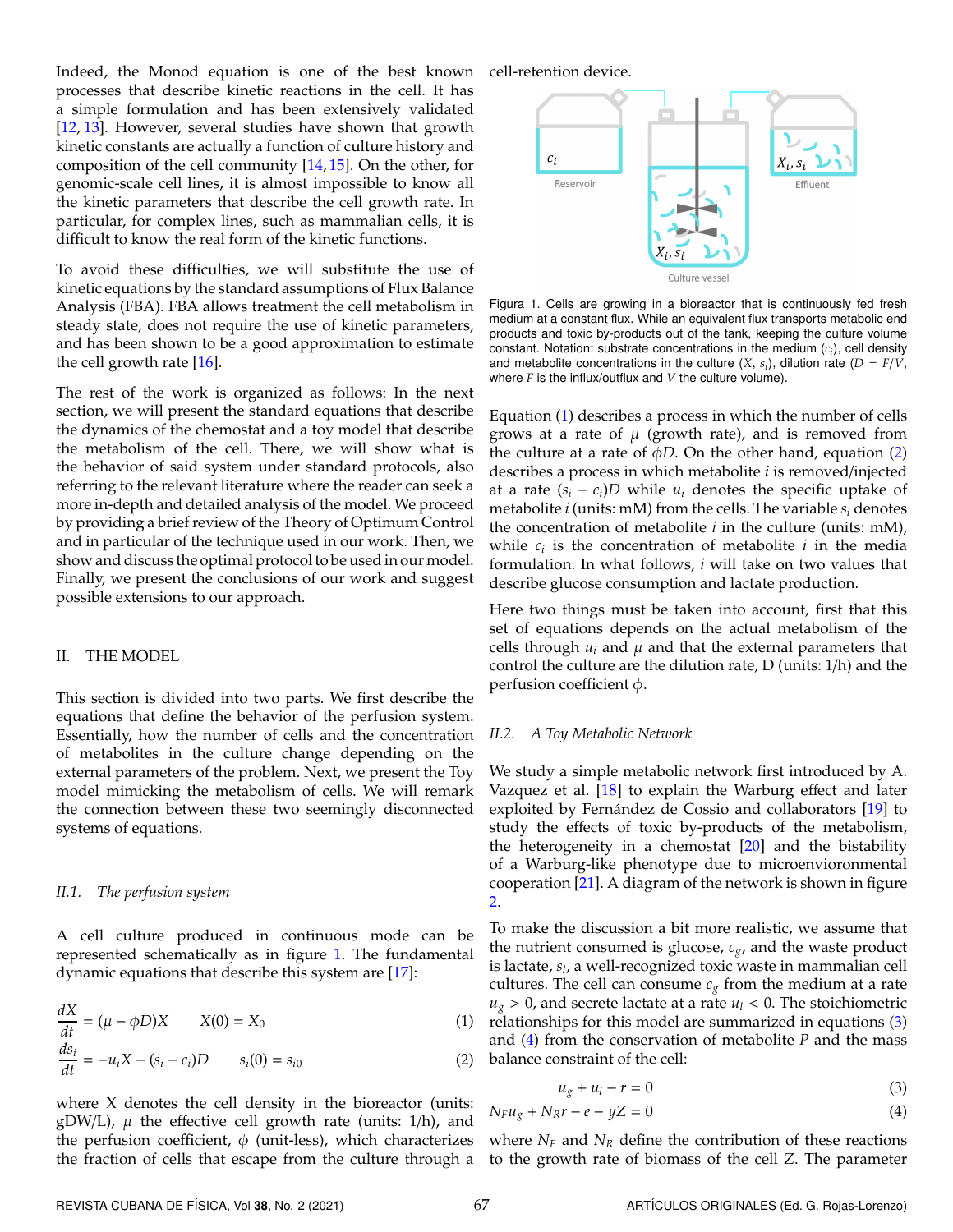Indeed, the Monod equation is one of the best known processes that describe kinetic reactions in the cell. It has a simple formulation and has been extensively validated [12, 13]. However, several studies have shown that growth kinetic constants are actually a function of culture history and composition of the cell community [14, 15]. On the other, for genomic-scale cell lines, it is almost impossible to know all the kinetic parameters that describe the cell growth rate. In particular, for complex lines, such as mammalian cells, it is difficult to know the real form of the kinetic functions.

To avoid these difficulties, we will substitute the use of kinetic equations by the standard assumptions of Flux Balance Analysis (FBA). FBA allows treatment the cell metabolism in steady state, does not require the use of kinetic parameters, and has been shown to be a good approximation to estimate the cell growth rate [16].

The rest of the work is organized as follows: In the next section, we will present the standard equations that describe the dynamics of the chemostat and a toy model that describe the metabolism of the cell. There, we will show what is the behavior of said system under standard protocols, also referring to the relevant literature where the reader can seek a more in-depth and detailed analysis of the model. We proceed by providing a brief review of the Theory of Optimum Control and in particular of the technique used in our work. Then, we show and discuss the optimal protocol to be used in our model. Finally, we present the conclusions of our work and suggest possible extensions to our approach.

## II. THE MODEL

This section is divided into two parts. We first describe the equations that define the behavior of the perfusion system. Essentially, how the number of cells and the concentration of metabolites in the culture change depending on the external parameters of the problem. Next, we present the Toy model mimicking the metabolism of cells. We will remark the connection between these two seemingly disconnected systems of equations.

### II.1. *The perfusion system*

A cell culture produced in continuous mode can be represented schematically as in figure 1. The fundamental dynamic equations that describe this system are [17]:

$$\frac{dX}{dt} = (\mu - \phi D)X \qquad X(0) = X_0 \tag{1}$$

$$\frac{ds_i}{dt} = -u_i X - (s_i - c_i)D \qquad s_i(0) = s_{i0} \tag{2}$$

where X denotes the cell density in the bioreactor (units: gDW/L), $\mu$ the effective cell growth rate (units: 1/h), and the perfusion coefficient, $\phi$ (unit-less), which characterizes the fraction of cells that escape from the culture through a cell-retention device.

Figura 1. Cells are growing in a bioreactor that is continuously fed fresh medium at a constant flux. While an equivalent flux transports metabolic end products and toxic by-products out of the tank, keeping the culture volume constant. Notation: substrate concentrations in the medium ($c_i$), cell density and metabolite concentrations in the culture ($X$, $s_i$), dilution rate ($D = F/V$, where $F$ is the influx/outflux and $V$ the culture volume).

Equation (1) describes a process in which the number of cells grows at a rate of $\mu$ (growth rate), and is removed from the culture at a rate of $\phi D$. On the other hand, equation (2) describes a process in which metabolite $i$ is removed/injected at a rate $(s_i - c_i)D$ while $u_i$ denotes the specific uptake of metabolite $i$ (units: mM) from the cells. The variable $s_i$ denotes the concentration of metabolite $i$ in the culture (units: mM), while $c_i$ is the concentration of metabolite $i$ in the media formulation. In what follows, $i$ will take on two values that describe glucose consumption and lactate production.

Here two things must be taken into account, first that this set of equations depends on the actual metabolism of the cells through $u_i$ and $\mu$ and that the external parameters that control the culture are the dilution rate, D (units: 1/h) and the perfusion coefficient $\phi$.

### II.2. *A Toy Metabolic Network*

We study a simple metabolic network first introduced by A. Vazquez et al. [18] to explain the Warburg effect and later exploited by Fernández de Cossio and collaborators [19] to study the effects of toxic by-products of the metabolism, the heterogeneity in a chemostat [20] and the bistability of a Warburg-like phenotype due to microenvioronmental cooperation [21]. A diagram of the network is shown in figure 2.

To make the discussion a bit more realistic, we assume that the nutrient consumed is glucose, $c_g$, and the waste product is lactate, $s_l$, a well-recognized toxic waste in mammalian cell cultures. The cell can consume $c_g$ from the medium at a rate $u_g > 0$, and secrete lactate at a rate $u_l < 0$. The stoichiometric relationships for this model are summarized in equations (3) and (4) from the conservation of metabolite $P$ and the mass balance constraint of the cell:

$$u_g + u_l - r = 0 \tag{3}$$

$$N_F u_g + N_R r - e - yZ = 0 \tag{4}$$

where $N_F$ and $N_R$ define the contribution of these reactions to the growth rate of biomass of the cell $Z$. The parameter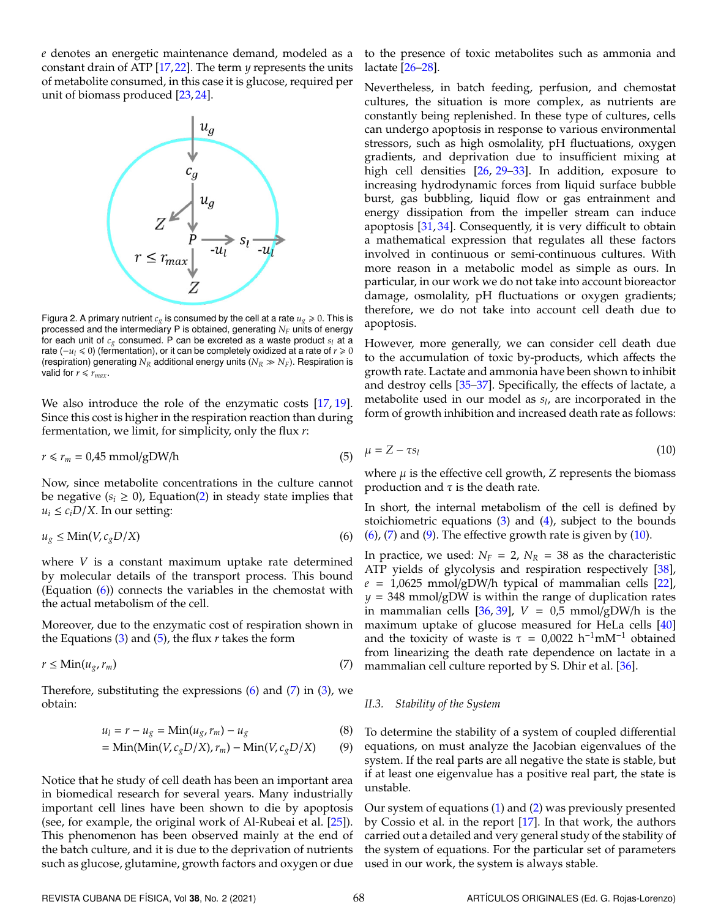$e$ denotes an energetic maintenance demand, modeled as a constant drain of ATP [17,22]. The term $y$ represents the units of metabolite consumed, in this case it is glucose, required per unit of biomass produced [23, 24].

Figura 2. A primary nutrient $c_g$ is consumed by the cell at a rate $u_g \geqslant 0$. This is processed and the intermediary P is obtained, generating $N_F$ units of energy for each unit of $c_g$ consumed. P can be excreted as a waste product $s_l$ at a rate $(-u_l \leqslant 0)$ (fermentation), or it can be completely oxidized at a rate of $r \geqslant 0$ (respiration) generating $N_R$ additional energy units ($N_R \gg N_F$). Respiration is valid for $r \leqslant r_{max}$.

We also introduce the role of the enzymatic costs [17, 19]. Since this cost is higher in the respiration reaction than during fermentation, we limit, for simplicity, only the flux $r$:

$$r \leqslant r_m = 0{,}45 \text{ mmol/gDW/h} \tag{5}$$

Now, since metabolite concentrations in the culture cannot be negative ($s_i \geq 0$), Equation(2) in steady state implies that $u_i \leq c_i D/X$. In our setting:

$$u_g \leq \text{Min}(V, c_g D/X) \tag{6}$$

where $V$ is a constant maximum uptake rate determined by molecular details of the transport process. This bound (Equation (6)) connects the variables in the chemostat with the actual metabolism of the cell.

Moreover, due to the enzymatic cost of respiration shown in the Equations (3) and (5), the flux $r$ takes the form

$$r \leq \text{Min}(u_g, r_m) \tag{7}$$

Therefore, substituting the expressions (6) and (7) in (3), we obtain:

$$u_l = r - u_g = \text{Min}(u_g, r_m) - u_g \tag{8}$$
$$= \text{Min}(\text{Min}(V, c_g D/X), r_m) - \text{Min}(V, c_g D/X) \tag{9}$$

Notice that he study of cell death has been an important area in biomedical research for several years. Many industrially important cell lines have been shown to die by apoptosis (see, for example, the original work of Al-Rubeai et al. [25]). This phenomenon has been observed mainly at the end of the batch culture, and it is due to the deprivation of nutrients such as glucose, glutamine, growth factors and oxygen or due to the presence of toxic metabolites such as ammonia and lactate [26–28].

Nevertheless, in batch feeding, perfusion, and chemostat cultures, the situation is more complex, as nutrients are constantly being replenished. In these type of cultures, cells can undergo apoptosis in response to various environmental stressors, such as high osmolality, pH fluctuations, oxygen gradients, and deprivation due to insufficient mixing at high cell densities [26, 29–33]. In addition, exposure to increasing hydrodynamic forces from liquid surface bubble burst, gas bubbling, liquid flow or gas entrainment and energy dissipation from the impeller stream can induce apoptosis [31, 34]. Consequently, it is very difficult to obtain a mathematical expression that regulates all these factors involved in continuous or semi-continuous cultures. With more reason in a metabolic model as simple as ours. In particular, in our work we do not take into account bioreactor damage, osmolality, pH fluctuations or oxygen gradients; therefore, we do not take into account cell death due to apoptosis.

However, more generally, we can consider cell death due to the accumulation of toxic by-products, which affects the growth rate. Lactate and ammonia have been shown to inhibit and destroy cells [35–37]. Specifically, the effects of lactate, a metabolite used in our model as $s_l$, are incorporated in the form of growth inhibition and increased death rate as follows:

$$\mu = Z - \tau s_l \tag{10}$$

where $\mu$ is the effective cell growth, $Z$ represents the biomass production and $\tau$ is the death rate.

In short, the internal metabolism of the cell is defined by stoichiometric equations (3) and (4), subject to the bounds (6), (7) and (9). The effective growth rate is given by (10).

In practice, we used: $N_F = 2$, $N_R = 38$ as the characteristic ATP yields of glycolysis and respiration respectively [38], $e = 1{,}0625$ mmol/gDW/h typical of mammalian cells [22], $y = 348$ mmol/gDW is within the range of duplication rates in mammalian cells [36, 39], $V = 0{,}5$ mmol/gDW/h is the maximum uptake of glucose measured for HeLa cells [40] and the toxicity of waste is $\tau = 0{,}0022$ $\text{h}^{-1}\text{mM}^{-1}$ obtained from linearizing the death rate dependence on lactate in a mammalian cell culture reported by S. Dhir et al. [36].

### II.3. *Stability of the System*

To determine the stability of a system of coupled differential equations, on must analyze the Jacobian eigenvalues of the system. If the real parts are all negative the state is stable, but if at least one eigenvalue has a positive real part, the state is unstable.

Our system of equations (1) and (2) was previously presented by Cossio et al. in the report [17]. In that work, the authors carried out a detailed and very general study of the stability of the system of equations. For the particular set of parameters used in our work, the system is always stable.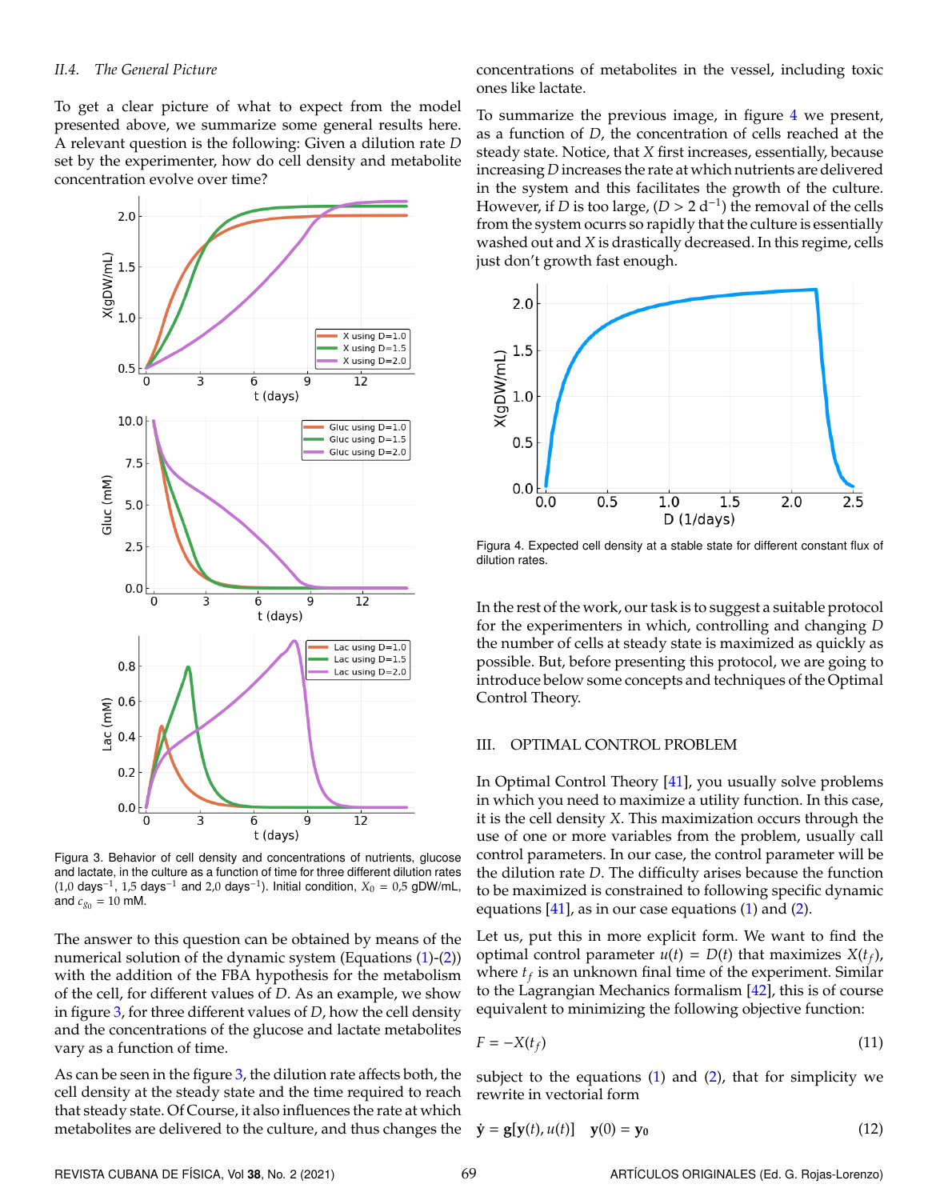### II.4. The General Picture

To get a clear picture of what to expect from the model presented above, we summarize some general results here. A relevant question is the following: Given a dilution rate $D$ set by the experimenter, how do cell density and metabolite concentration evolve over time?

Figura 3. Behavior of cell density and concentrations of nutrients, glucose and lactate, in the culture as a function of time for three different dilution rates (1,0 days$^{-1}$, 1,5 days$^{-1}$ and 2,0 days$^{-1}$). Initial condition, $X_0$ = 0,5 gDW/mL, and $c_{g_0}$ = 10 mM.

The answer to this question can be obtained by means of the numerical solution of the dynamic system (Equations (1)-(2)) with the addition of the FBA hypothesis for the metabolism of the cell, for different values of $D$. As an example, we show in figure 3, for three different values of $D$, how the cell density and the concentrations of the glucose and lactate metabolites vary as a function of time.

As can be seen in the figure 3, the dilution rate affects both, the cell density at the steady state and the time required to reach that steady state. Of Course, it also influences the rate at which metabolites are delivered to the culture, and thus changes the concentrations of metabolites in the vessel, including toxic ones like lactate.

To summarize the previous image, in figure 4 we present, as a function of $D$, the concentration of cells reached at the steady state. Notice, that $X$ first increases, essentially, because increasing $D$ increases the rate at which nutrients are delivered in the system and this facilitates the growth of the culture. However, if $D$ is too large, ($D > 2$ d$^{-1}$) the removal of the cells from the system ocurrs so rapidly that the culture is essentially washed out and $X$ is drastically decreased. In this regime, cells just don't growth fast enough.

Figura 4. Expected cell density at a stable state for different constant flux of dilution rates.

In the rest of the work, our task is to suggest a suitable protocol for the experimenters in which, controlling and changing $D$ the number of cells at steady state is maximized as quickly as possible. But, before presenting this protocol, we are going to introduce below some concepts and techniques of the Optimal Control Theory.

## III. OPTIMAL CONTROL PROBLEM

In Optimal Control Theory [41], you usually solve problems in which you need to maximize a utility function. In this case, it is the cell density $X$. This maximization occurs through the use of one or more variables from the problem, usually call control parameters. In our case, the control parameter will be the dilution rate $D$. The difficulty arises because the function to be maximized is constrained to following specific dynamic equations [41], as in our case equations (1) and (2).

Let us, put this in more explicit form. We want to find the optimal control parameter $u(t) = D(t)$ that maximizes $X(t_f)$, where $t_f$ is an unknown final time of the experiment. Similar to the Lagrangian Mechanics formalism [42], this is of course equivalent to minimizing the following objective function:

$$F = -X(t_f) \tag{11}$$

subject to the equations (1) and (2), that for simplicity we rewrite in vectorial form

$$\dot{\mathbf{y}} = \mathbf{g}[\mathbf{y}(t), u(t)] \quad \mathbf{y}(0) = \mathbf{y_0} \tag{12}$$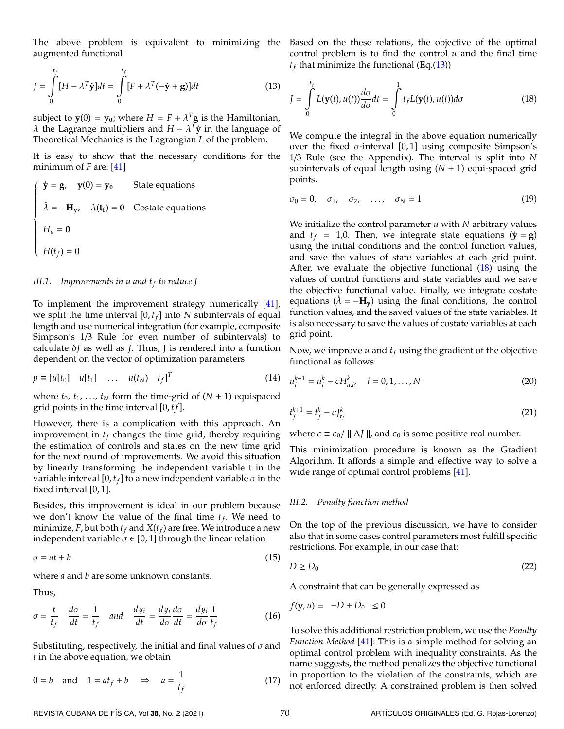The above problem is equivalent to minimizing the augmented functional

$$J = \int_0^{t_f} [H - \lambda^T \dot{\mathbf{y}}]dt = \int_0^{t_f} [F + \lambda^T(-\dot{\mathbf{y}} + \mathbf{g})]dt \tag{13}$$

subject to $\mathbf{y}(0) = \mathbf{y_0}$; where $H = F + \lambda^T \mathbf{g}$ is the Hamiltonian, $\lambda$ the Lagrange multipliers and $H - \lambda^T \dot{\mathbf{y}}$ in the language of Theoretical Mechanics is the Lagrangian $L$ of the problem.

It is easy to show that the necessary conditions for the minimum of $F$ are: [41]

$$\begin{cases} \dot{\mathbf{y}} = \mathbf{g}, \quad \mathbf{y}(0) = \mathbf{y_0} & \text{State equations} \\ \dot{\lambda} = -\mathbf{H_y}, \quad \lambda(\mathbf{t_f}) = \mathbf{0} & \text{Costate equations} \\ H_u = \mathbf{0} & \\ H(t_f) = 0 & \end{cases}$$

### III.1. Improvements in $u$ and $t_f$ to reduce $J$

To implement the improvement strategy numerically [41], we split the time interval $[0, t_f]$ into $N$ subintervals of equal length and use numerical integration (for example, composite Simpson's 1/3 Rule for even number of subintervals) to calculate $\delta J$ as well as $J$. Thus, J is rendered into a function dependent on the vector of optimization parameters

$$p \equiv [u[t_0] \quad u[t_1] \quad \ldots \quad u(t_N) \quad t_f]^T \tag{14}$$

where $t_0$, $t_1$, ..., $t_N$ form the time-grid of $(N + 1)$ equispaced grid points in the time interval $[0, tf]$.

However, there is a complication with this approach. An improvement in $t_f$ changes the time grid, thereby requiring the estimation of controls and states on the new time grid for the next round of improvements. We avoid this situation by linearly transforming the independent variable t in the variable interval $[0, t_f]$ to a new independent variable $\sigma$ in the fixed interval $[0, 1]$.

Besides, this improvement is ideal in our problem because we don't know the value of the final time $t_f$. We need to minimize, $F$, but both $t_f$ and $X(t_f)$ are free. We introduce a new independent variable $\sigma \in [0, 1]$ through the linear relation

$$\sigma = at + b \tag{15}$$

where $a$ and $b$ are some unknown constants.

Thus,

$$\sigma = \frac{t}{t_f} \quad \frac{d\sigma}{dt} = \frac{1}{t_f} \quad and \quad \frac{dy_i}{dt} = \frac{dy_i}{d\sigma}\frac{d\sigma}{dt} = \frac{dy_i}{d\sigma}\frac{1}{t_f} \tag{16}$$

Substituting, respectively, the initial and final values of $\sigma$ and $t$ in the above equation, we obtain

$$0 = b \quad \text{and} \quad 1 = at_f + b \quad \Rightarrow \quad a = \frac{1}{t_f} \tag{17}$$

Based on the these relations, the objective of the optimal control problem is to find the control $u$ and the final time $t_f$ that minimize the functional (Eq.(13))

$$J = \int_0^{t_f} L(\mathbf{y}(t), u(t))\frac{d\sigma}{d\sigma}dt = \int_0^{1} t_f L(\mathbf{y}(t), u(t))d\sigma \tag{18}$$

We compute the integral in the above equation numerically over the fixed $\sigma$-interval $[0, 1]$ using composite Simpson's 1/3 Rule (see the Appendix). The interval is split into $N$ subintervals of equal length using $(N + 1)$ equi-spaced grid points.

$$\sigma_0 = 0, \quad \sigma_1, \quad \sigma_2, \quad \ldots, \quad \sigma_N = 1 \tag{19}$$

We initialize the control parameter $u$ with $N$ arbitrary values and $t_f = 1{,}0$. Then, we integrate state equations ($\dot{\mathbf{y}} = \mathbf{g}$) using the initial conditions and the control function values, and save the values of state variables at each grid point. After, we evaluate the objective functional (18) using the values of control functions and state variables and we save the objective functional value. Finally, we integrate costate equations ($\dot{\lambda} = -\mathbf{H_y}$) using the final conditions, the control function values, and the saved values of the state variables. It is also necessary to save the values of costate variables at each grid point.

Now, we improve $u$ and $t_f$ using the gradient of the objective functional as follows:

$$u_i^{k+1} = u_i^k - \epsilon H_{u,i}^k, \quad i = 0, 1, \ldots, N \tag{20}$$

$$t_f^{k+1} = t_f^k - \epsilon J_{t_f}^k \tag{21}$$

where $\epsilon \equiv \epsilon_0 / \parallel \Delta J \parallel$, and $\epsilon_0$ is some positive real number.

This minimization procedure is known as the Gradient Algorithm. It affords a simple and effective way to solve a wide range of optimal control problems [41].

### III.2. Penalty function method

On the top of the previous discussion, we have to consider also that in some cases control parameters most fulfill specific restrictions. For example, in our case that:

$$D \geq D_0 \tag{22}$$

A constraint that can be generally expressed as

$$f(\mathbf{y}, u) = \; -D + D_0 \; \leq 0$$

To solve this additional restriction problem, we use the *Penalty Function Method* [41]: This is a simple method for solving an optimal control problem with inequality constraints. As the name suggests, the method penalizes the objective functional in proportion to the violation of the constraints, which are not enforced directly. A constrained problem is then solved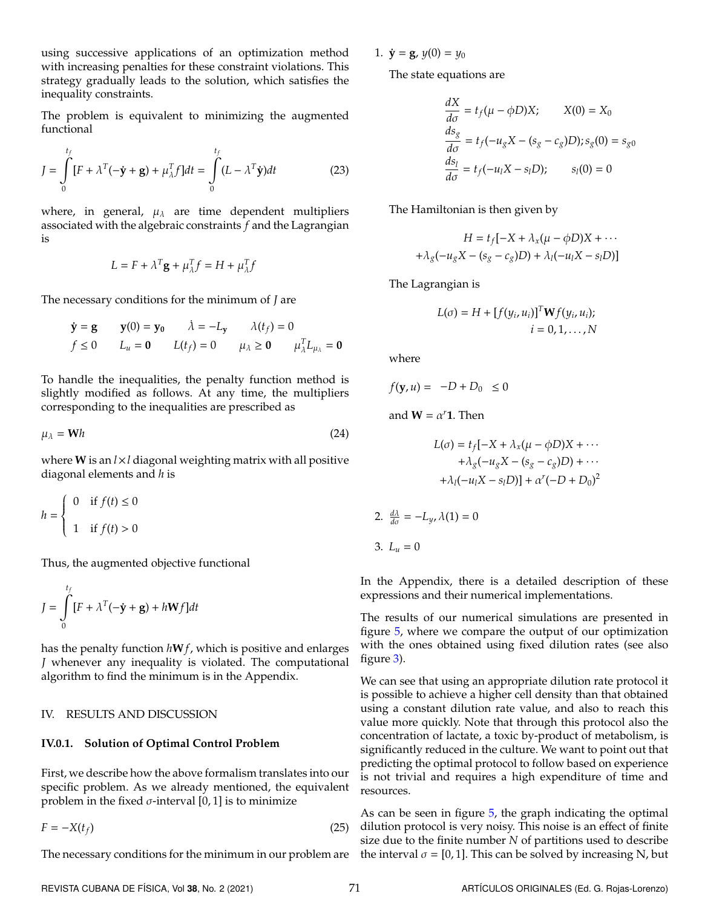using successive applications of an optimization method with increasing penalties for these constraint violations. This strategy gradually leads to the solution, which satisfies the inequality constraints.

The problem is equivalent to minimizing the augmented functional

$$J = \int_0^{t_f} [F + \lambda^T(-\dot{\mathbf{y}} + \mathbf{g}) + \mu_\lambda^T f] dt = \int_0^{t_f} (L - \lambda^T \dot{\mathbf{y}}) dt \qquad (23)$$

where, in general, $\mu_\lambda$ are time dependent multipliers associated with the algebraic constraints $f$ and the Lagrangian is

$$L = F + \lambda^T \mathbf{g} + \mu_\lambda^T f = H + \mu_\lambda^T f$$

The necessary conditions for the minimum of $J$ are

$$\begin{array}{llll} \dot{\mathbf{y}} = \mathbf{g} & \mathbf{y}(0) = \mathbf{y_0} & \dot{\lambda} = -L_{\mathbf{y}} & \lambda(t_f) = 0 \\ f \leq 0 & L_u = \mathbf{0} & L(t_f) = 0 & \mu_\lambda \geq \mathbf{0} \quad \mu_\lambda^T L_{\mu_\lambda} = \mathbf{0} \end{array}$$

To handle the inequalities, the penalty function method is slightly modified as follows. At any time, the multipliers corresponding to the inequalities are prescribed as

$$\mu_\lambda = \mathbf{W} h \qquad (24)$$

where $\mathbf{W}$ is an $l \times l$ diagonal weighting matrix with all positive diagonal elements and $h$ is

$$h = \begin{cases} 0 & \text{if } f(t) \leq 0 \\ 1 & \text{if } f(t) > 0 \end{cases}$$

Thus, the augmented objective functional

$$J = \int_0^{t_f} [F + \lambda^T(-\dot{\mathbf{y}} + \mathbf{g}) + h \mathbf{W} f] dt$$

has the penalty function $h\mathbf{W}f$, which is positive and enlarges $J$ whenever any inequality is violated. The computational algorithm to find the minimum is in the Appendix.

## IV. RESULTS AND DISCUSSION

### IV.0.1. Solution of Optimal Control Problem

First, we describe how the above formalism translates into our specific problem. As we already mentioned, the equivalent problem in the fixed $\sigma$-interval $[0, 1]$ is to minimize

$$F = -X(t_f) \qquad (25)$$

The necessary conditions for the minimum in our problem are

1. $\dot{\mathbf{y}} = \mathbf{g}$, $y(0) = y_0$

   The state equations are

$$\begin{aligned} \frac{dX}{d\sigma} &= t_f(\mu - \phi D)X; \qquad X(0) = X_0 \\ \frac{ds_g}{d\sigma} &= t_f(-u_g X - (s_g - c_g)D); s_g(0) = s_{g0} \\ \frac{ds_l}{d\sigma} &= t_f(-u_l X - s_l D); \qquad s_l(0) = 0 \end{aligned}$$

   The Hamiltonian is then given by

$$\begin{aligned} H = t_f[&-X + \lambda_x(\mu - \phi D)X + \cdots \\ &+ \lambda_g(-u_g X - (s_g - c_g)D) + \lambda_l(-u_l X - s_l D)] \end{aligned}$$

   The Lagrangian is

$$L(\sigma) = H + [f(y_i, u_i)]^T \mathbf{W} f(y_i, u_i); \quad i = 0, 1, \ldots, N$$

   where

$$f(\mathbf{y}, u) = -D + D_0 \leq 0$$

   and $\mathbf{W} = \alpha^r \mathbf{1}$. Then

$$\begin{aligned} L(\sigma) = t_f[&-X + \lambda_x(\mu - \phi D)X + \cdots \\ &+ \lambda_g(-u_g X - (s_g - c_g)D) + \cdots \\ &+ \lambda_l(-u_l X - s_l D)] + \alpha^r(-D + D_0)^2 \end{aligned}$$

2. $\frac{d\lambda}{d\sigma} = -L_y$, $\lambda(1) = 0$

3. $L_u = 0$

In the Appendix, there is a detailed description of these expressions and their numerical implementations.

The results of our numerical simulations are presented in figure 5, where we compare the output of our optimization with the ones obtained using fixed dilution rates (see also figure 3).

We can see that using an appropriate dilution rate protocol it is possible to achieve a higher cell density than that obtained using a constant dilution rate value, and also to reach this value more quickly. Note that through this protocol also the concentration of lactate, a toxic by-product of metabolism, is significantly reduced in the culture. We want to point out that predicting the optimal protocol to follow based on experience is not trivial and requires a high expenditure of time and resources.

As can be seen in figure 5, the graph indicating the optimal dilution protocol is very noisy. This noise is an effect of finite size due to the finite number $N$ of partitions used to describe the interval $\sigma = [0, 1]$. This can be solved by increasing N, but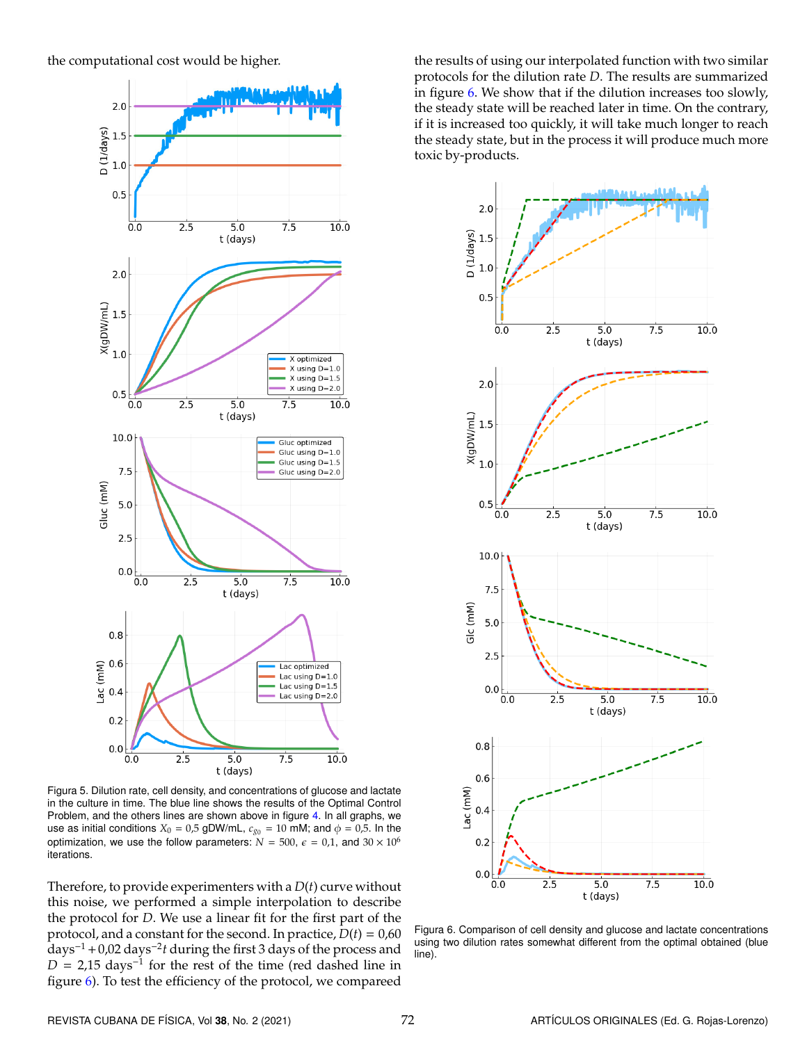the computational cost would be higher.

Figura 5. Dilution rate, cell density, and concentrations of glucose and lactate in the culture in time. The blue line shows the results of the Optimal Control Problem, and the others lines are shown above in figure 4. In all graphs, we use as initial conditions $X_0 = 0{,}5$ gDW/mL, $c_{g_0} = 10$ mM; and $\phi = 0{,}5$. In the optimization, we use the follow parameters: $N = 500$, $\epsilon = 0{,}1$, and $30 \times 10^6$ iterations.

Therefore, to provide experimenters with a $D(t)$ curve without this noise, we performed a simple interpolation to describe the protocol for $D$. We use a linear fit for the first part of the protocol, and a constant for the second. In practice, $D(t) = 0{,}60$ days$^{-1}$ + 0,02 days$^{-2}t$ during the first 3 days of the process and $D = 2{,}15$ days$^{-1}$ for the rest of the time (red dashed line in figure 6). To test the efficiency of the protocol, we compareed the results of using our interpolated function with two similar protocols for the dilution rate $D$. The results are summarized in figure 6. We show that if the dilution increases too slowly, the steady state will be reached later in time. On the contrary, if it is increased too quickly, it will take much longer to reach the steady state, but in the process it will produce much more toxic by-products.

Figura 6. Comparison of cell density and glucose and lactate concentrations using two dilution rates somewhat different from the optimal obtained (blue line).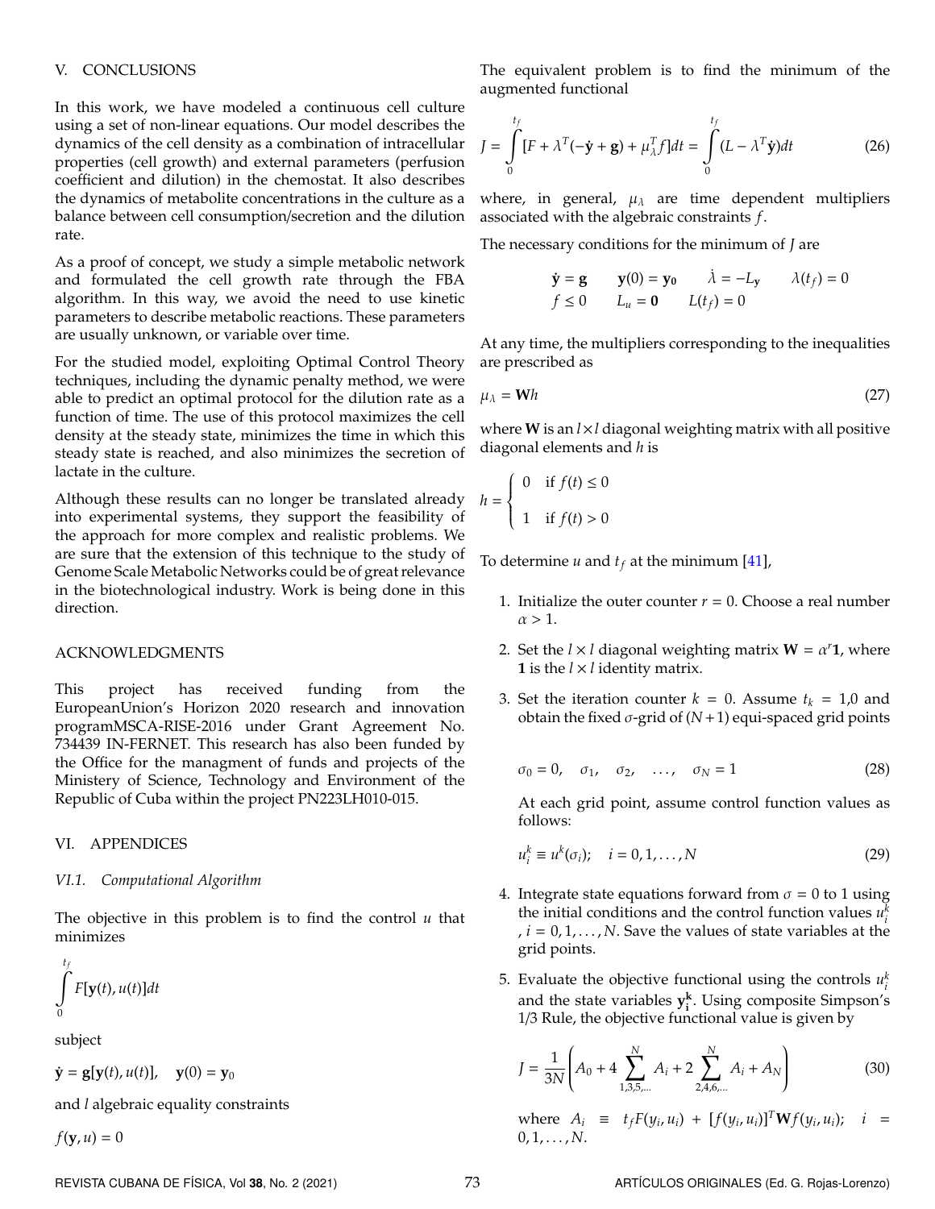## V. CONCLUSIONS

In this work, we have modeled a continuous cell culture using a set of non-linear equations. Our model describes the dynamics of the cell density as a combination of intracellular properties (cell growth) and external parameters (perfusion coefficient and dilution) in the chemostat. It also describes the dynamics of metabolite concentrations in the culture as a balance between cell consumption/secretion and the dilution rate.

As a proof of concept, we study a simple metabolic network and formulated the cell growth rate through the FBA algorithm. In this way, we avoid the need to use kinetic parameters to describe metabolic reactions. These parameters are usually unknown, or variable over time.

For the studied model, exploiting Optimal Control Theory techniques, including the dynamic penalty method, we were able to predict an optimal protocol for the dilution rate as a function of time. The use of this protocol maximizes the cell density at the steady state, minimizes the time in which this steady state is reached, and also minimizes the secretion of lactate in the culture.

Although these results can no longer be translated already into experimental systems, they support the feasibility of the approach for more complex and realistic problems. We are sure that the extension of this technique to the study of Genome Scale Metabolic Networks could be of great relevance in the biotechnological industry. Work is being done in this direction.

## ACKNOWLEDGMENTS

This project has received funding from the EuropeanUnion's Horizon 2020 research and innovation programMSCA-RISE-2016 under Grant Agreement No. 734439 IN-FERNET. This research has also been funded by the Office for the managment of funds and projects of the Ministery of Science, Technology and Environment of the Republic of Cuba within the project PN223LH010-015.

## VI. APPENDICES

### VI.1. Computational Algorithm

The objective in this problem is to find the control $u$ that minimizes

$$\int_0^{t_f} F[\mathbf{y}(t), u(t)]dt$$

subject

$$\dot{\mathbf{y}} = \mathbf{g}[\mathbf{y}(t), u(t)], \quad \mathbf{y}(0) = \mathbf{y}_0$$

and $l$ algebraic equality constraints

$$f(\mathbf{y}, u) = 0$$

The equivalent problem is to find the minimum of the augmented functional

$$J = \int_0^{t_f} [F + \lambda^T(-\dot{\mathbf{y}} + \mathbf{g}) + \mu_\lambda^T f]dt = \int_0^{t_f} (L - \lambda^T \dot{\mathbf{y}})dt \tag{26}$$

where, in general, $\mu_\lambda$ are time dependent multipliers associated with the algebraic constraints $f$.

The necessary conditions for the minimum of $J$ are

$$\dot{\mathbf{y}} = \mathbf{g} \qquad \mathbf{y}(0) = \mathbf{y_0} \qquad \dot{\lambda} = -L_{\mathbf{y}} \qquad \lambda(t_f) = 0$$
$$f \leq 0 \qquad L_u = \mathbf{0} \qquad L(t_f) = 0$$

At any time, the multipliers corresponding to the inequalities are prescribed as

$$\mu_\lambda = \mathbf{W}h \tag{27}$$

where $\mathbf{W}$ is an $l \times l$ diagonal weighting matrix with all positive diagonal elements and $h$ is

$$h = \begin{cases} 0 & \text{if } f(t) \leq 0 \\ 1 & \text{if } f(t) > 0 \end{cases}$$

To determine $u$ and $t_f$ at the minimum [41],

1. Initialize the outer counter $r = 0$. Choose a real number $\alpha > 1$.
2. Set the $l \times l$ diagonal weighting matrix $\mathbf{W} = \alpha^r \mathbf{1}$, where $\mathbf{1}$ is the $l \times l$ identity matrix.
3. Set the iteration counter $k = 0$. Assume $t_k = 1{,}0$ and obtain the fixed $\sigma$-grid of $(N+1)$ equi-spaced grid points

   $$\sigma_0 = 0, \quad \sigma_1, \quad \sigma_2, \quad \ldots, \quad \sigma_N = 1 \tag{28}$$

   At each grid point, assume control function values as follows:

   $$u_i^k \equiv u^k(\sigma_i); \quad i = 0, 1, \ldots, N \tag{29}$$

4. Integrate state equations forward from $\sigma = 0$ to 1 using the initial conditions and the control function values $u_i^k$, $i = 0, 1, \ldots, N$. Save the values of state variables at the grid points.
5. Evaluate the objective functional using the controls $u_i^k$ and the state variables $\mathbf{y_i^k}$. Using composite Simpson's 1/3 Rule, the objective functional value is given by

   $$J = \frac{1}{3N}\left(A_0 + 4\sum_{1,3,5,\ldots}^{N} A_i + 2\sum_{2,4,6,\ldots}^{N} A_i + A_N\right) \tag{30}$$

   where $A_i \equiv t_f F(y_i, u_i) + [f(y_i, u_i)]^T \mathbf{W} f(y_i, u_i); \quad i = 0, 1, \ldots, N$.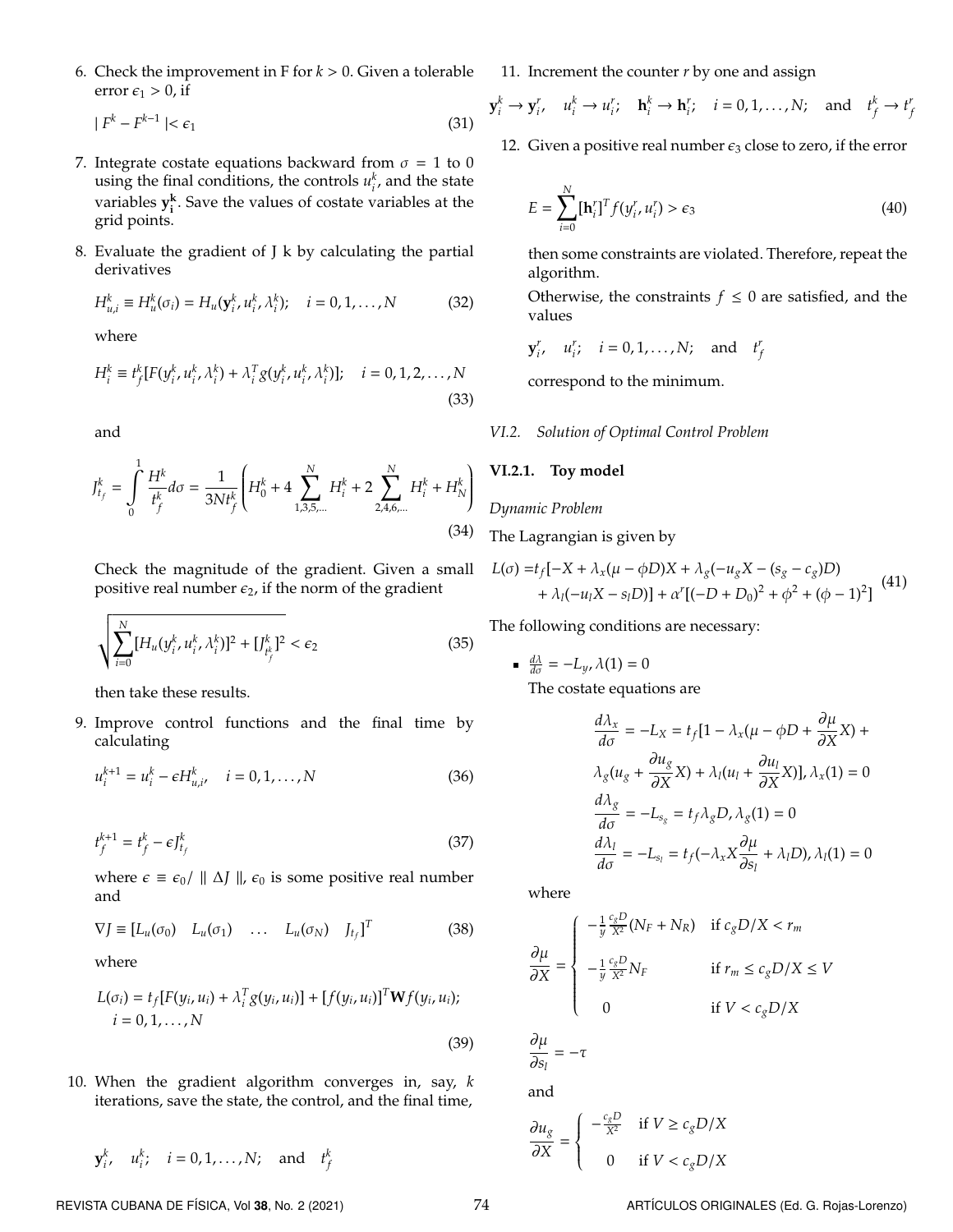6. Check the improvement in F for $k > 0$. Given a tolerable error $\epsilon_1 > 0$, if

$$| F^k - F^{k-1} |< \epsilon_1 \tag{31}$$

7. Integrate costate equations backward from $\sigma = 1$ to 0 using the final conditions, the controls $u_i^k$, and the state variables $\mathbf{y_i^k}$. Save the values of costate variables at the grid points.

8. Evaluate the gradient of J k by calculating the partial derivatives

$$H_{u,i}^k \equiv H_u^k(\sigma_i) = H_u(\mathbf{y}_i^k, u_i^k, \lambda_i^k); \quad i = 0, 1, \ldots, N \tag{32}$$

where

$$H_i^k \equiv t_f^k[F(y_i^k, u_i^k, \lambda_i^k) + \lambda_i^T g(y_i^k, u_i^k, \lambda_i^k)]; \quad i = 0, 1, 2, \ldots, N \tag{33}$$

and

$$J_{t_f}^k = \int_0^1 \frac{H^k}{t_f^k} d\sigma = \frac{1}{3Nt_f^k}\left(H_0^k + 4\sum_{1,3,5,\ldots}^{N} H_i^k + 2\sum_{2,4,6,\ldots}^{N} H_i^k + H_N^k\right) \tag{34}$$

Check the magnitude of the gradient. Given a small positive real number $\epsilon_2$, if the norm of the gradient

$$\sqrt{\sum_{i=0}^{N}[H_u(y_i^k, u_i^k, \lambda_i^k)]^2 + [J_{t_f^k}^k]^2} < \epsilon_2 \tag{35}$$

then take these results.

9. Improve control functions and the final time by calculating

$$u_i^{k+1} = u_i^k - \epsilon H_{u,i}^k, \quad i = 0, 1, \ldots, N \tag{36}$$

$$t_f^{k+1} = t_f^k - \epsilon J_{t_f}^k \tag{37}$$

where $\epsilon \equiv \epsilon_0 / \parallel \Delta J \parallel$, $\epsilon_0$ is some positive real number and

$$\nabla J \equiv [L_u(\sigma_0) \quad L_u(\sigma_1) \quad \ldots \quad L_u(\sigma_N) \quad J_{t_f}]^T \tag{38}$$

where

$$L(\sigma_i) = t_f[F(y_i, u_i) + \lambda_i^T g(y_i, u_i)] + [f(y_i, u_i)]^T \mathbf{W} f(y_i, u_i); \quad i = 0, 1, \ldots, N \tag{39}$$

10. When the gradient algorithm converges in, say, $k$ iterations, save the state, the control, and the final time,

$$\mathbf{y}_i^k, \quad u_i^k; \quad i = 0, 1, \ldots, N; \quad \text{and} \quad t_f^k$$

11. Increment the counter $r$ by one and assign

$$\mathbf{y}_i^k \to \mathbf{y}_i^r, \quad u_i^k \to u_i^r; \quad \mathbf{h}_i^k \to \mathbf{h}_i^r; \quad i = 0, 1, \ldots, N; \quad \text{and} \quad t_f^k \to t_f^r$$

12. Given a positive real number $\epsilon_3$ close to zero, if the error

$$E = \sum_{i=0}^{N}[\mathbf{h}_i^r]^T f(y_i^r, u_i^r) > \epsilon_3 \tag{40}$$

then some constraints are violated. Therefore, repeat the algorithm.

Otherwise, the constraints $f \leq 0$ are satisfied, and the values

$$\mathbf{y}_i^r, \quad u_i^r; \quad i = 0, 1, \ldots, N; \quad \text{and} \quad t_f^r$$

correspond to the minimum.

### *VI.2. Solution of Optimal Control Problem*

#### VI.2.1. Toy model

*Dynamic Problem*

The Lagrangian is given by

$$\begin{aligned} L(\sigma) =& t_f[-X + \lambda_x(\mu - \phi D)X + \lambda_g(-u_g X - (s_g - c_g)D) \\ &+ \lambda_l(-u_l X - s_l D)] + \alpha^r[(-D + D_0)^2 + \phi^2 + (\phi - 1)^2] \end{aligned} \tag{41}$$

The following conditions are necessary:

- $\frac{d\lambda}{d\sigma} = -L_y, \lambda(1) = 0$

  The costate equations are

$$\frac{d\lambda_x}{d\sigma} = -L_X = t_f[1 - \lambda_x(\mu - \phi D + \frac{\partial \mu}{\partial X}X) + \lambda_g(u_g + \frac{\partial u_g}{\partial X}X) + \lambda_l(u_l + \frac{\partial u_l}{\partial X}X)], \lambda_x(1) = 0$$

$$\frac{d\lambda_g}{d\sigma} = -L_{s_g} = t_f \lambda_g D, \lambda_g(1) = 0$$

$$\frac{d\lambda_l}{d\sigma} = -L_{s_l} = t_f(-\lambda_x X\frac{\partial \mu}{\partial s_l} + \lambda_l D), \lambda_l(1) = 0$$

where

$$\frac{\partial \mu}{\partial X} = \begin{cases} -\frac{1}{y}\frac{c_g D}{X^2}(N_F + N_R) & \text{if } c_g D/X < r_m \\ -\frac{1}{y}\frac{c_g D}{X^2}N_F & \text{if } r_m \leq c_g D/X \leq V \\ 0 & \text{if } V < c_g D/X \end{cases}$$

$$\frac{\partial \mu}{\partial s_l} = -\tau$$

and

$$\frac{\partial u_g}{\partial X} = \begin{cases} -\frac{c_g D}{X^2} & \text{if } V \geq c_g D/X \\ 0 & \text{if } V < c_g D/X \end{cases}$$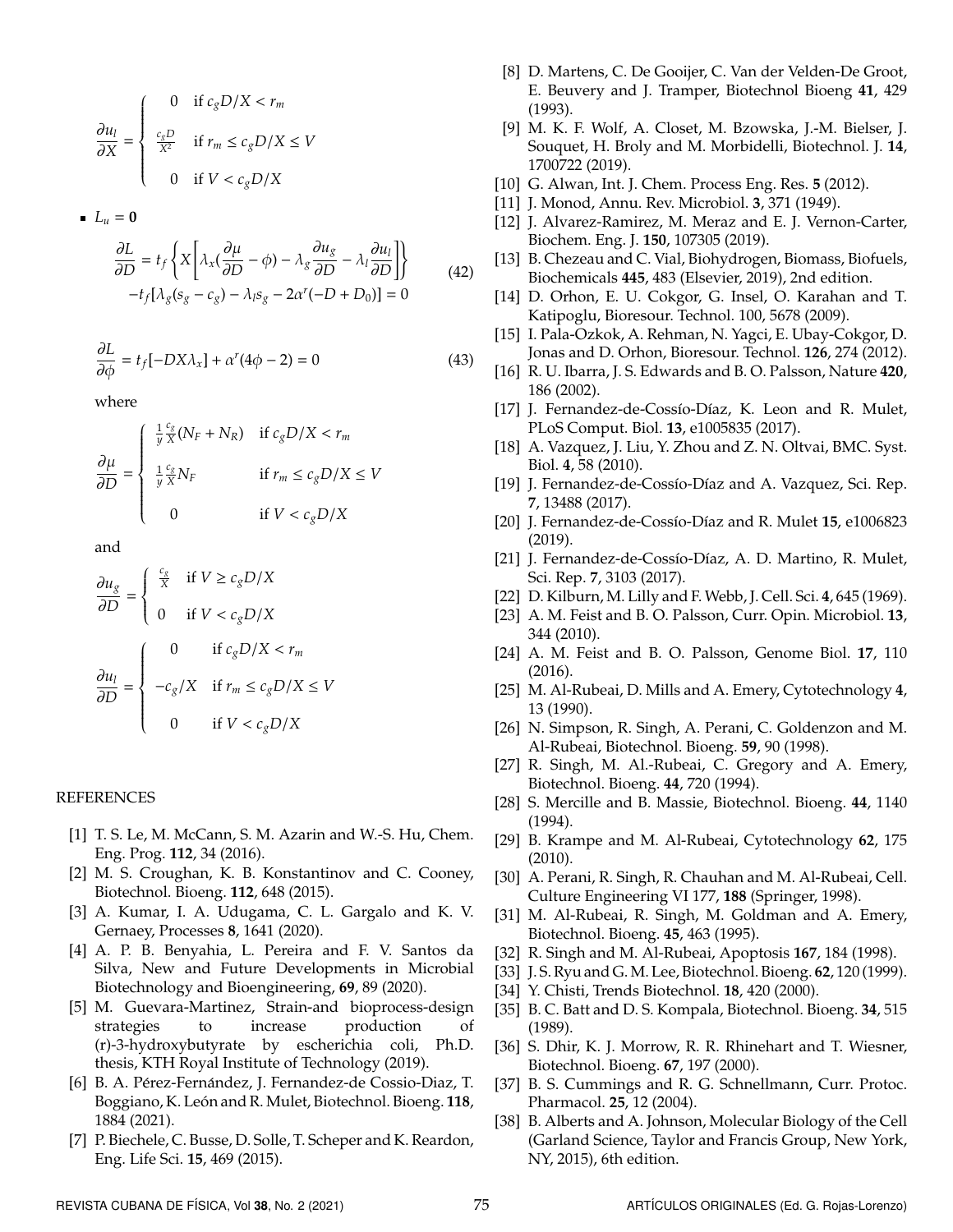$$\frac{\partial u_l}{\partial X} = \begin{cases} 0 & \text{if } c_g D/X < r_m \\ \frac{c_g D}{X^2} & \text{if } r_m \leq c_g D/X \leq V \\ 0 & \text{if } V < c_g D/X \end{cases}$$

- $L_u = \mathbf{0}$

$$\frac{\partial L}{\partial D} = t_f \left\{ X \left[ \lambda_x \left( \frac{\partial \mu}{\partial D} - \phi \right) - \lambda_g \frac{\partial u_g}{\partial D} - \lambda_l \frac{\partial u_l}{\partial D} \right] \right\}$$
$$-t_f [\lambda_g (s_g - c_g) - \lambda_l s_g - 2\alpha^r (-D + D_0)] = 0 \tag{42}$$

$$\frac{\partial L}{\partial \phi} = t_f [-DX\lambda_x] + \alpha^r (4\phi - 2) = 0 \tag{43}$$

where

$$\frac{\partial \mu}{\partial D} = \begin{cases} \frac{1}{y} \frac{c_g}{X} (N_F + N_R) & \text{if } c_g D/X < r_m \\ \frac{1}{y} \frac{c_g}{X} N_F & \text{if } r_m \leq c_g D/X \leq V \\ 0 & \text{if } V < c_g D/X \end{cases}$$

and

$$\frac{\partial u_g}{\partial D} = \begin{cases} \frac{c_g}{X} & \text{if } V \geq c_g D/X \\ 0 & \text{if } V < c_g D/X \end{cases}$$

$$\frac{\partial u_l}{\partial D} = \begin{cases} 0 & \text{if } c_g D/X < r_m \\ -c_g/X & \text{if } r_m \leq c_g D/X \leq V \\ 0 & \text{if } V < c_g D/X \end{cases}$$

## REFERENCES

[1] T. S. Le, M. McCann, S. M. Azarin and W.-S. Hu, Chem. Eng. Prog. **112**, 34 (2016).

[2] M. S. Croughan, K. B. Konstantinov and C. Cooney, Biotechnol. Bioeng. **112**, 648 (2015).

[3] A. Kumar, I. A. Udugama, C. L. Gargalo and K. V. Gernaey, Processes **8**, 1641 (2020).

[4] A. P. B. Benyahia, L. Pereira and F. V. Santos da Silva, New and Future Developments in Microbial Biotechnology and Bioengineering, **69**, 89 (2020).

[5] M. Guevara-Martinez, Strain-and bioprocess-design strategies to increase production of (r)-3-hydroxybutyrate by escherichia coli, Ph.D. thesis, KTH Royal Institute of Technology (2019).

[6] B. A. Pérez-Fernández, J. Fernandez-de Cossio-Diaz, T. Boggiano, K. León and R. Mulet, Biotechnol. Bioeng. **118**, 1884 (2021).

[7] P. Biechele, C. Busse, D. Solle, T. Scheper and K. Reardon, Eng. Life Sci. **15**, 469 (2015).

[8] D. Martens, C. De Gooijer, C. Van der Velden-De Groot, E. Beuvery and J. Tramper, Biotechnol Bioeng **41**, 429 (1993).

[9] M. K. F. Wolf, A. Closet, M. Bzowska, J.-M. Bielser, J. Souquet, H. Broly and M. Morbidelli, Biotechnol. J. **14**, 1700722 (2019).

[10] G. Alwan, Int. J. Chem. Process Eng. Res. **5** (2012).

[11] J. Monod, Annu. Rev. Microbiol. **3**, 371 (1949).

[12] J. Alvarez-Ramirez, M. Meraz and E. J. Vernon-Carter, Biochem. Eng. J. **150**, 107305 (2019).

[13] B. Chezeau and C. Vial, Biohydrogen, Biomass, Biofuels, Biochemicals **445**, 483 (Elsevier, 2019), 2nd edition.

[14] D. Orhon, E. U. Cokgor, G. Insel, O. Karahan and T. Katipoglu, Bioresour. Technol. 100, 5678 (2009).

[15] I. Pala-Ozkok, A. Rehman, N. Yagci, E. Ubay-Cokgor, D. Jonas and D. Orhon, Bioresour. Technol. **126**, 274 (2012).

[16] R. U. Ibarra, J. S. Edwards and B. O. Palsson, Nature **420**, 186 (2002).

[17] J. Fernandez-de-Cossío-Díaz, K. Leon and R. Mulet, PLoS Comput. Biol. **13**, e1005835 (2017).

[18] A. Vazquez, J. Liu, Y. Zhou and Z. N. Oltvai, BMC. Syst. Biol. **4**, 58 (2010).

[19] J. Fernandez-de-Cossío-Díaz and A. Vazquez, Sci. Rep. **7**, 13488 (2017).

[20] J. Fernandez-de-Cossío-Díaz and R. Mulet **15**, e1006823 (2019).

[21] J. Fernandez-de-Cossío-Díaz, A. D. Martino, R. Mulet, Sci. Rep. **7**, 3103 (2017).

[22] D. Kilburn, M. Lilly and F. Webb, J. Cell. Sci. **4**, 645 (1969).

[23] A. M. Feist and B. O. Palsson, Curr. Opin. Microbiol. **13**, 344 (2010).

[24] A. M. Feist and B. O. Palsson, Genome Biol. **17**, 110 (2016).

[25] M. Al-Rubeai, D. Mills and A. Emery, Cytotechnology **4**, 13 (1990).

[26] N. Simpson, R. Singh, A. Perani, C. Goldenzon and M. Al-Rubeai, Biotechnol. Bioeng. **59**, 90 (1998).

[27] R. Singh, M. Al.-Rubeai, C. Gregory and A. Emery, Biotechnol. Bioeng. **44**, 720 (1994).

[28] S. Mercille and B. Massie, Biotechnol. Bioeng. **44**, 1140 (1994).

[29] B. Krampe and M. Al-Rubeai, Cytotechnology **62**, 175 (2010).

[30] A. Perani, R. Singh, R. Chauhan and M. Al-Rubeai, Cell. Culture Engineering VI 177, **188** (Springer, 1998).

[31] M. Al-Rubeai, R. Singh, M. Goldman and A. Emery, Biotechnol. Bioeng. **45**, 463 (1995).

[32] R. Singh and M. Al-Rubeai, Apoptosis **167**, 184 (1998).

[33] J. S. Ryu and G. M. Lee, Biotechnol. Bioeng. **62**, 120 (1999).

[34] Y. Chisti, Trends Biotechnol. **18**, 420 (2000).

[35] B. C. Batt and D. S. Kompala, Biotechnol. Bioeng. **34**, 515 (1989).

[36] S. Dhir, K. J. Morrow, R. R. Rhinehart and T. Wiesner, Biotechnol. Bioeng. **67**, 197 (2000).

[37] B. S. Cummings and R. G. Schnellmann, Curr. Protoc. Pharmacol. **25**, 12 (2004).

[38] B. Alberts and A. Johnson, Molecular Biology of the Cell (Garland Science, Taylor and Francis Group, New York, NY, 2015), 6th edition.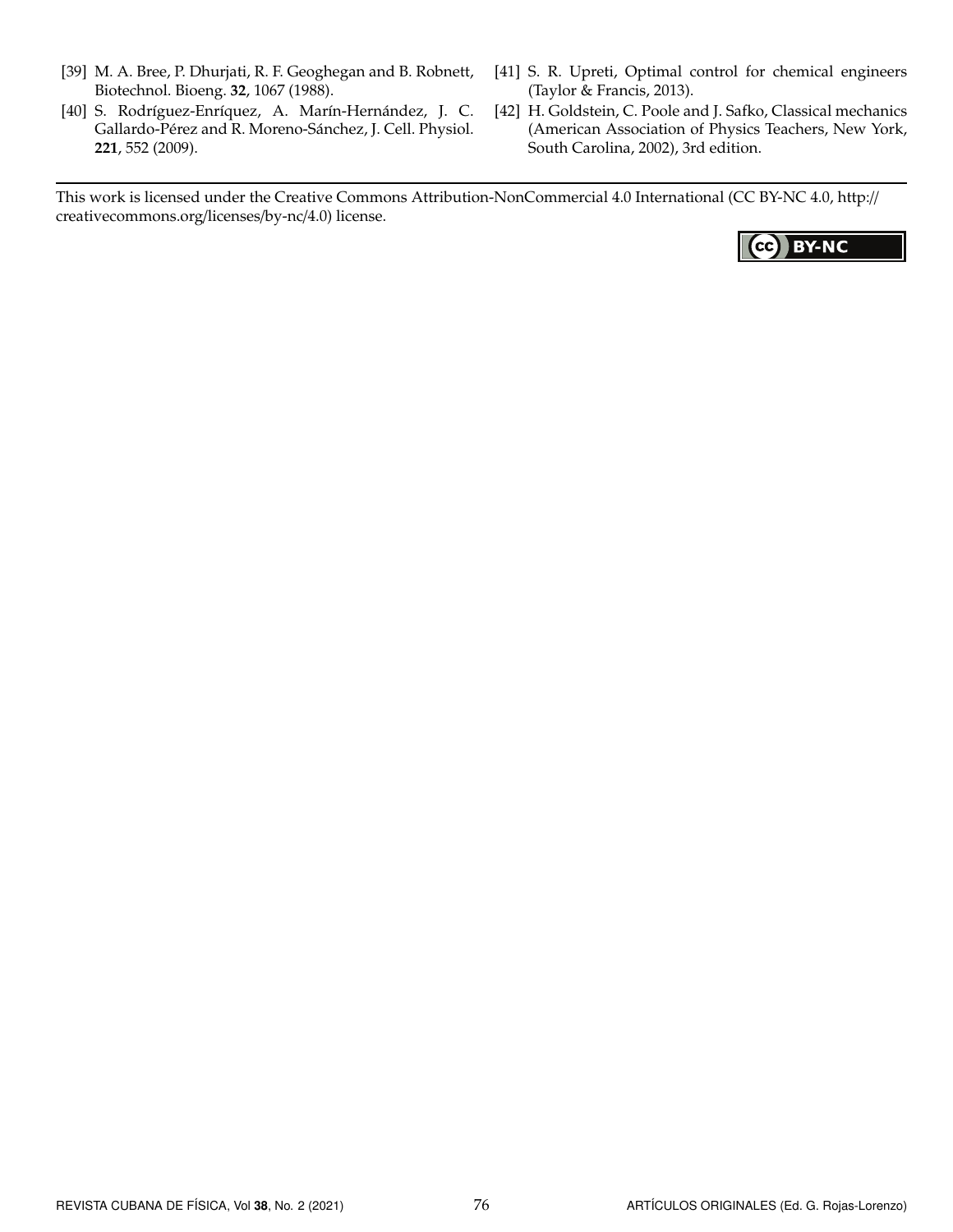[39] M. A. Bree, P. Dhurjati, R. F. Geoghegan and B. Robnett, Biotechnol. Bioeng. **32**, 1067 (1988).

[40] S. Rodríguez-Enríquez, A. Marín-Hernández, J. C. Gallardo-Pérez and R. Moreno-Sánchez, J. Cell. Physiol. **221**, 552 (2009).

[41] S. R. Upreti, Optimal control for chemical engineers (Taylor & Francis, 2013).

[42] H. Goldstein, C. Poole and J. Safko, Classical mechanics (American Association of Physics Teachers, New York, South Carolina, 2002), 3rd edition.

---

This work is licensed under the Creative Commons Attribution-NonCommercial 4.0 International (CC BY-NC 4.0, http://creativecommons.org/licenses/by-nc/4.0) license.

CC BY-NC